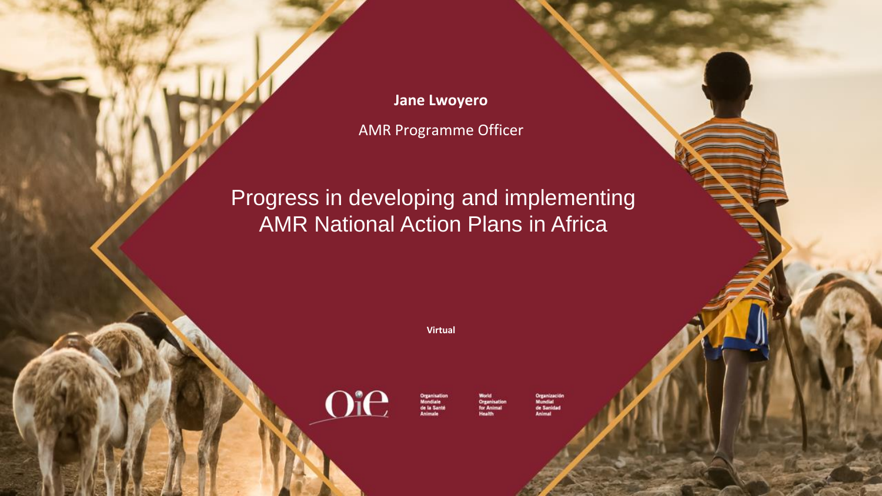**Jane Lwoyero**

AMR Programme Officer

# Progress in developing and implementing AMR National Action Plans in Africa

**Virtual**

Organisation Mondiale de la Santé Animale

World Organisation for Animal Health

Organización Mundial de Sanidad Animal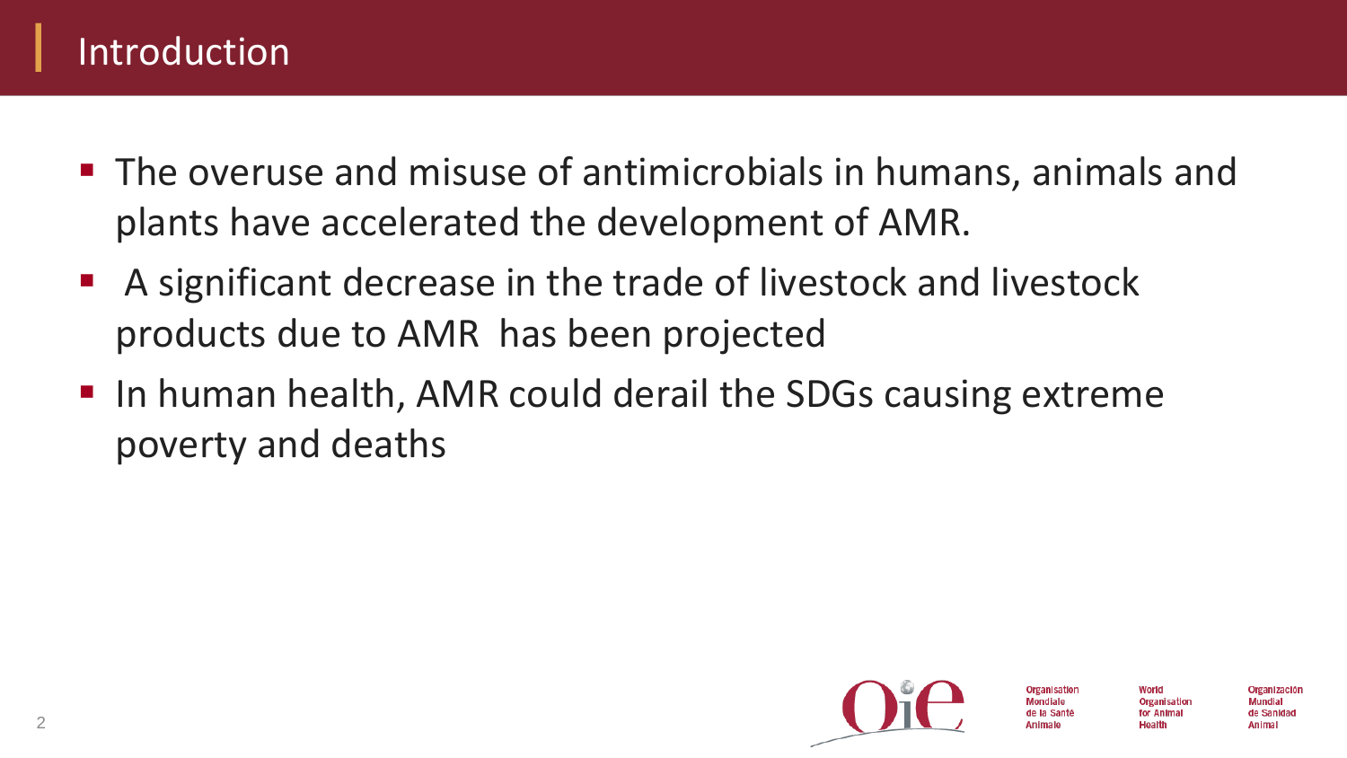# Introduction

- The overuse and misuse of antimicrobials in humans, animals and plants have accelerated the development of AMR.
- A significant decrease in the trade of livestock and livestock products due to AMR has been projected
- In human health, AMR could derail the SDGs causing extreme poverty and deaths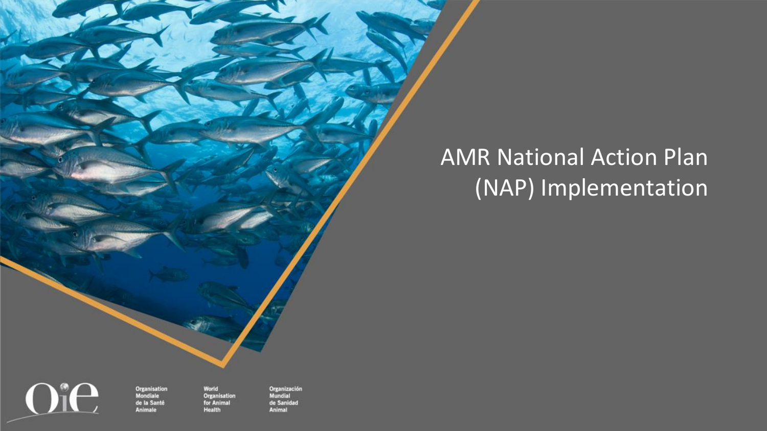# AMR National Action Plan (NAP) Implementation

Organisation Mondiale de la Santé Animale

World Organisation for Animal Health

Organización Mundial de Sanidad Animal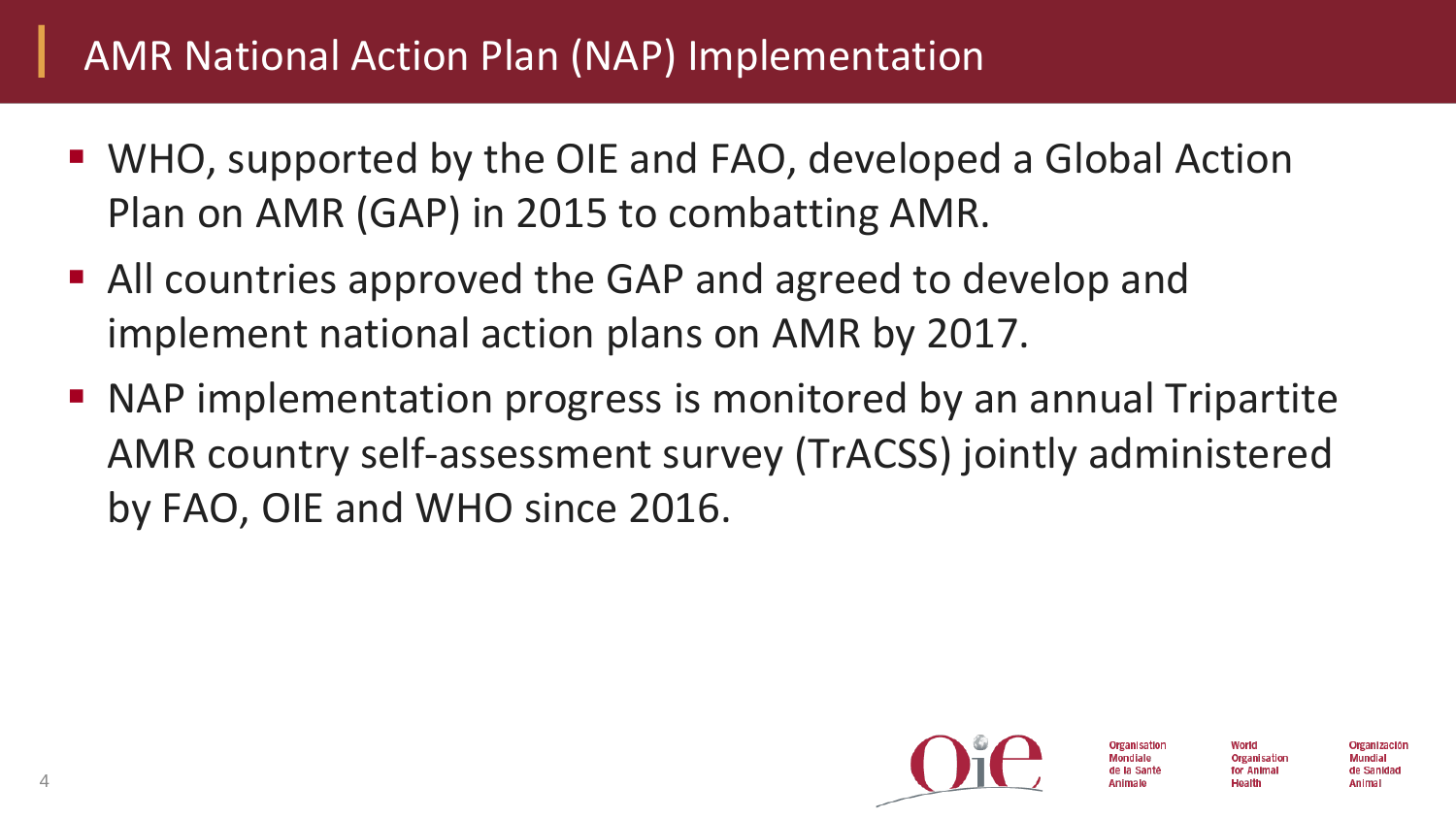# AMR National Action Plan (NAP) Implementation

- WHO, supported by the OIE and FAO, developed a Global Action Plan on AMR (GAP) in 2015 to combatting AMR.
- All countries approved the GAP and agreed to develop and implement national action plans on AMR by 2017.
- NAP implementation progress is monitored by an annual Tripartite AMR country self-assessment survey (TrACSS) jointly administered by FAO, OIE and WHO since 2016.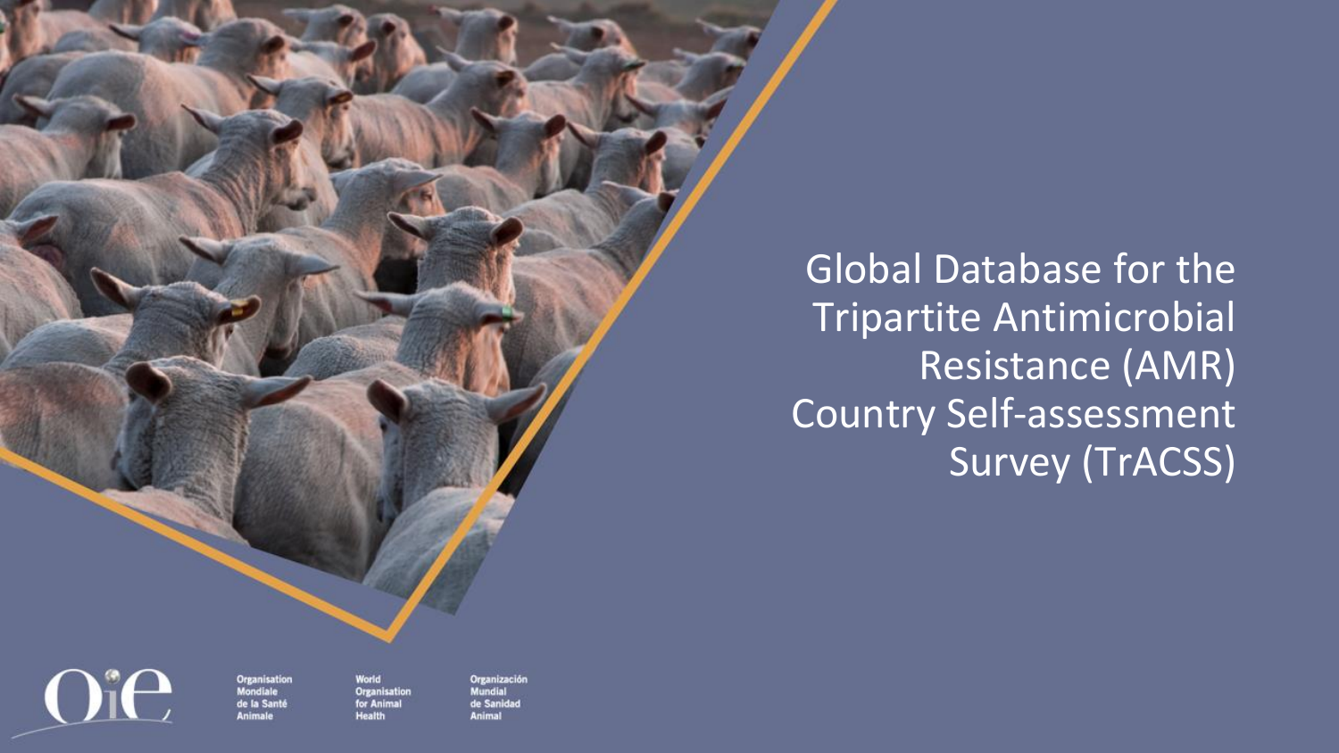# Global Database for the Tripartite Antimicrobial Resistance (AMR) Country Self-assessment Survey (TrACSS)

Organisation Mondiale de la Santé Animale

World Organisation for Animal Health

Organización Mundial de Sanidad Animal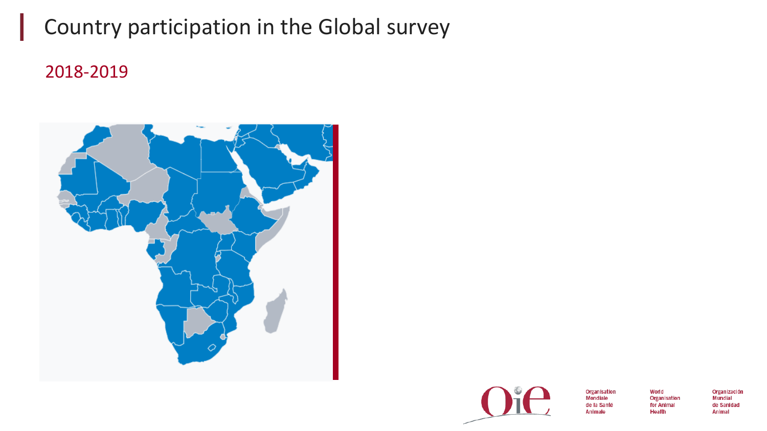# Country participation in the Global survey

## 2018-2019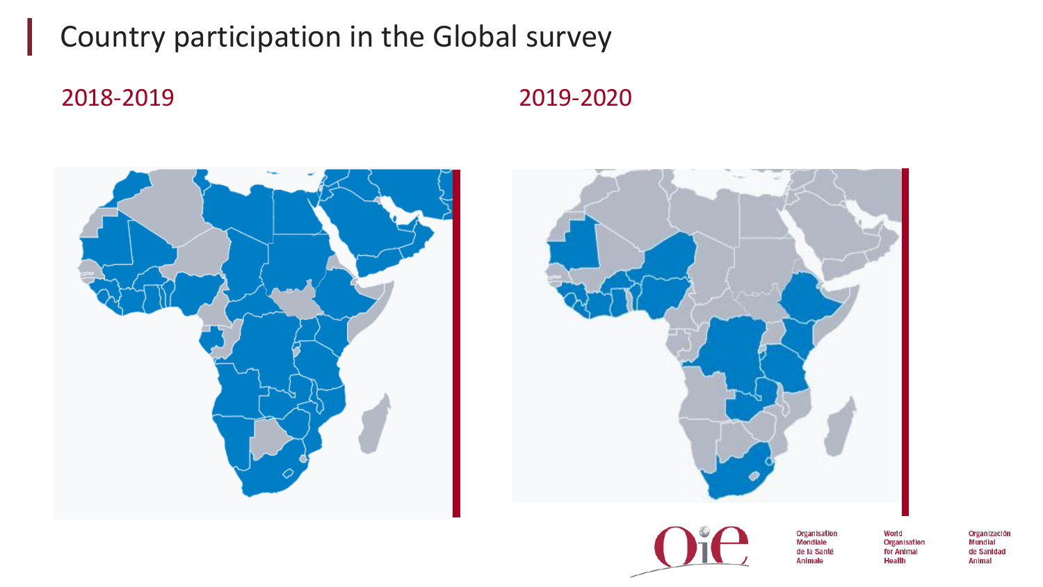# Country participation in the Global survey

2018-2019

2019-2020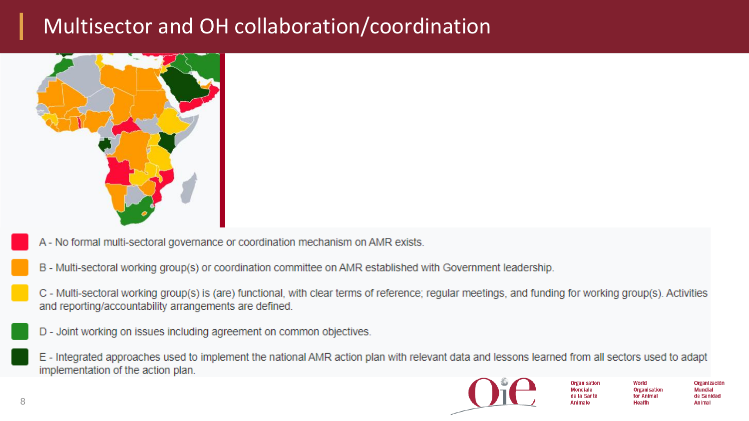# Multisector and OH collaboration/coordination

- A - No formal multi-sectoral governance or coordination mechanism on AMR exists.
- B - Multi-sectoral working group(s) or coordination committee on AMR established with Government leadership.
- C - Multi-sectoral working group(s) is (are) functional, with clear terms of reference; regular meetings, and funding for working group(s). Activities and reporting/accountability arrangements are defined.
- D - Joint working on issues including agreement on common objectives.
- E - Integrated approaches used to implement the national AMR action plan with relevant data and lessons learned from all sectors used to adapt implementation of the action plan.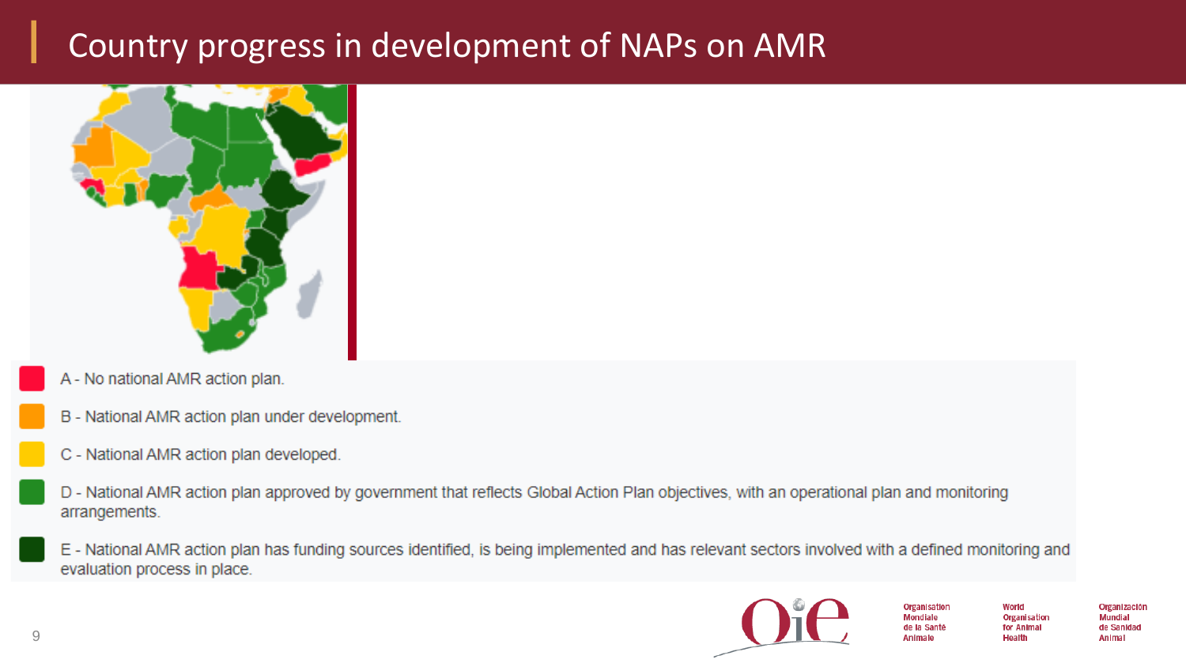# Country progress in development of NAPs on AMR

- A - No national AMR action plan.
- B - National AMR action plan under development.
- C - National AMR action plan developed.
- D - National AMR action plan approved by government that reflects Global Action Plan objectives, with an operational plan and monitoring arrangements.
- E - National AMR action plan has funding sources identified, is being implemented and has relevant sectors involved with a defined monitoring and evaluation process in place.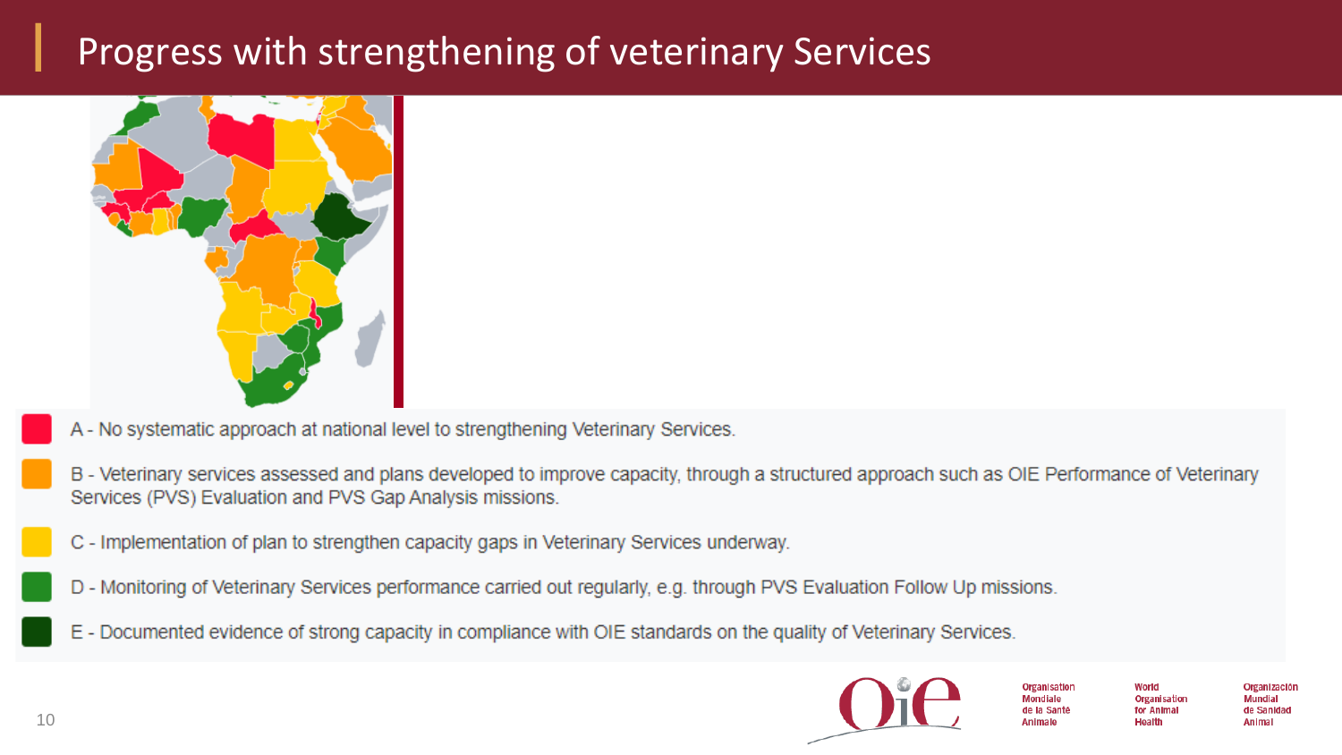# Progress with strengthening of veterinary Services

- A - No systematic approach at national level to strengthening Veterinary Services.
- B - Veterinary services assessed and plans developed to improve capacity, through a structured approach such as OIE Performance of Veterinary Services (PVS) Evaluation and PVS Gap Analysis missions.
- C - Implementation of plan to strengthen capacity gaps in Veterinary Services underway.
- D - Monitoring of Veterinary Services performance carried out regularly, e.g. through PVS Evaluation Follow Up missions.
- E - Documented evidence of strong capacity in compliance with OIE standards on the quality of Veterinary Services.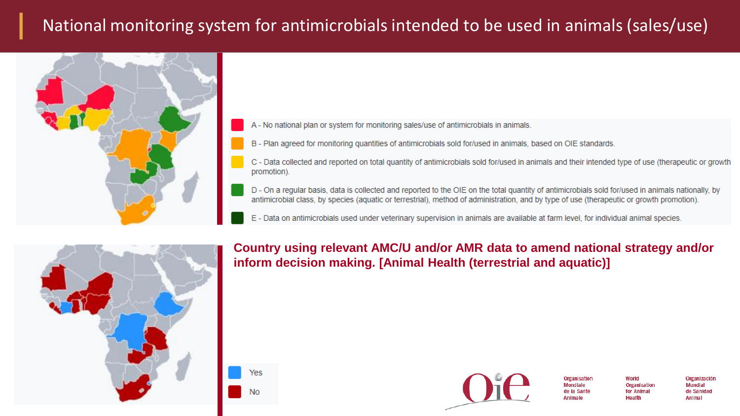# National monitoring system for antimicrobials intended to be used in animals (sales/use)

- A - No national plan or system for monitoring sales/use of antimicrobials in animals.
- B - Plan agreed for monitoring quantities of antimicrobials sold for/used in animals, based on OIE standards.
- C - Data collected and reported on total quantity of antimicrobials sold for/used in animals and their intended type of use (therapeutic or growth promotion).
- D - On a regular basis, data is collected and reported to the OIE on the total quantity of antimicrobials sold for/used in animals nationally, by antimicrobial class, by species (aquatic or terrestrial), method of administration, and by type of use (therapeutic or growth promotion).
- E - Data on antimicrobials used under veterinary supervision in animals are available at farm level, for individual animal species.

**Country using relevant AMC/U and/or AMR data to amend national strategy and/or inform decision making. [Animal Health (terrestrial and aquatic)]**

- Yes
- No

Organisation Mondiale de la Santé Animale | World Organisation for Animal Health | Organización Mundial de Sanidad Animal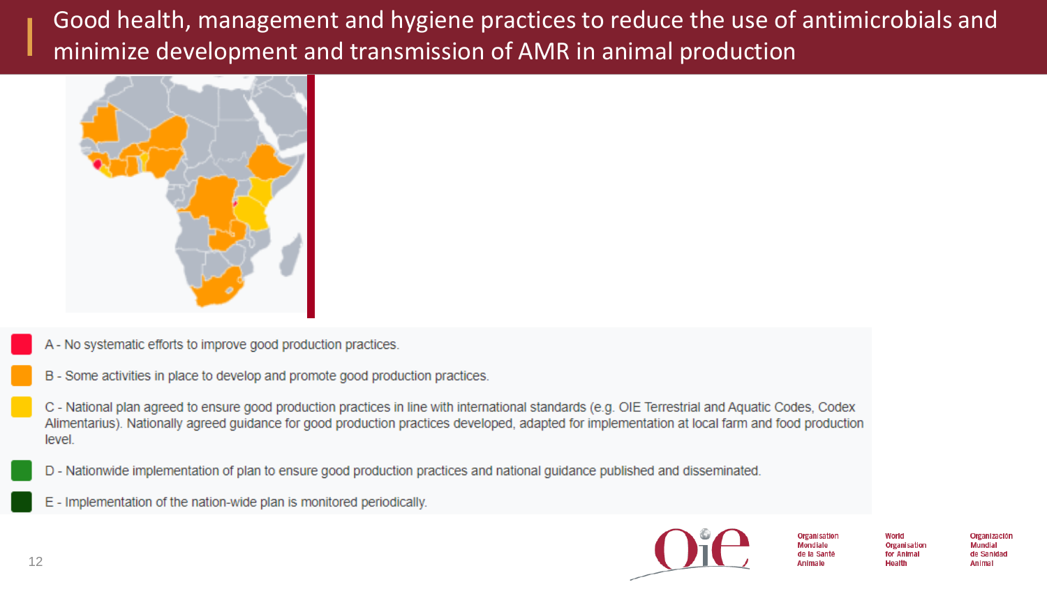# Good health, management and hygiene practices to reduce the use of antimicrobials and minimize development and transmission of AMR in animal production

- A - No systematic efforts to improve good production practices.
- B - Some activities in place to develop and promote good production practices.
- C - National plan agreed to ensure good production practices in line with international standards (e.g. OIE Terrestrial and Aquatic Codes, Codex Alimentarius). Nationally agreed guidance for good production practices developed, adapted for implementation at local farm and food production level.
- D - Nationwide implementation of plan to ensure good production practices and national guidance published and disseminated.
- E - Implementation of the nation-wide plan is monitored periodically.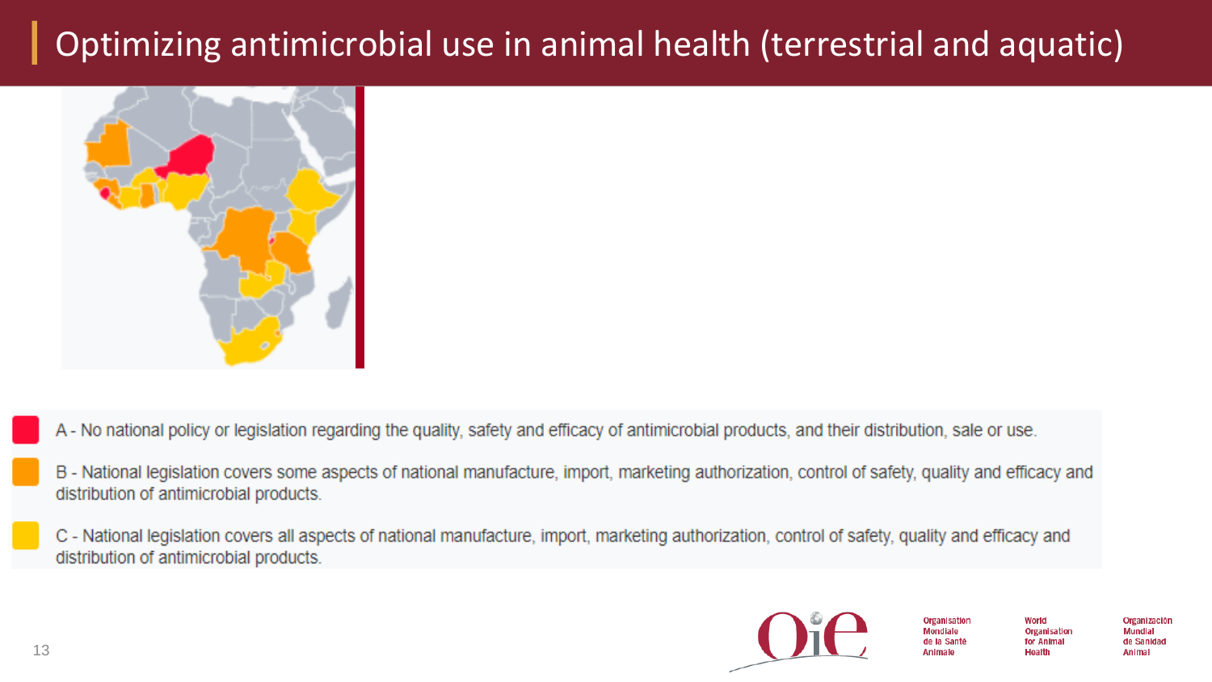# Optimizing antimicrobial use in animal health (terrestrial and aquatic)

- A - No national policy or legislation regarding the quality, safety and efficacy of antimicrobial products, and their distribution, sale or use.
- B - National legislation covers some aspects of national manufacture, import, marketing authorization, control of safety, quality and efficacy and distribution of antimicrobial products.
- C - National legislation covers all aspects of national manufacture, import, marketing authorization, control of safety, quality and efficacy and distribution of antimicrobial products.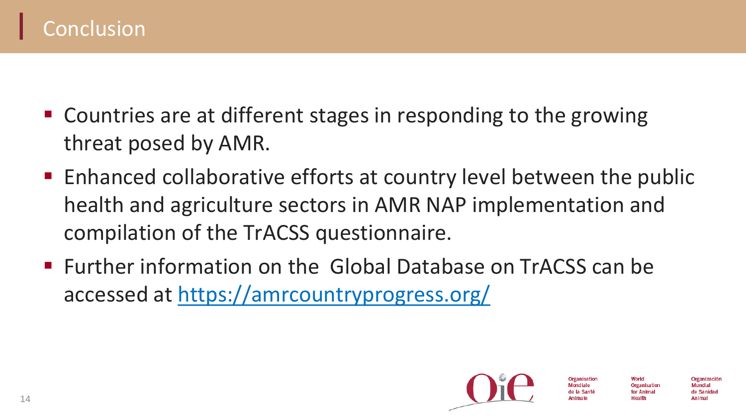# Conclusion

- Countries are at different stages in responding to the growing threat posed by AMR.
- Enhanced collaborative efforts at country level between the public health and agriculture sectors in AMR NAP implementation and compilation of the TrACSS questionnaire.
- Further information on the Global Database on TrACSS can be accessed at [https://amrcountryprogress.org/](https://amrcountryprogress.org/)